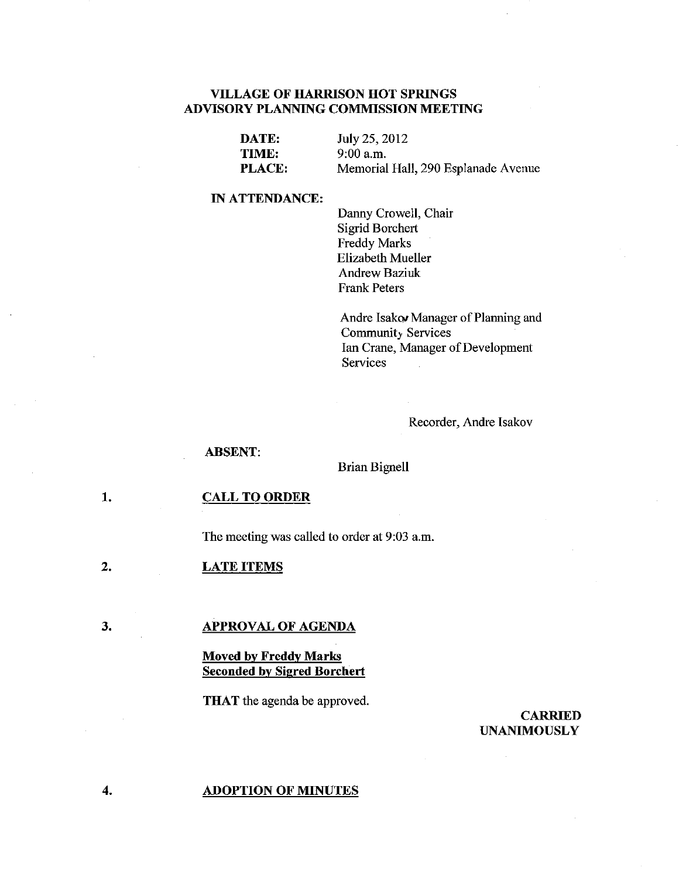# VILLAGE OF HARRISON HOT SPRINGS
## ADVISORY PLANNING COMMISSION MEETING

**DATE:** July 25, 2012
**TIME:** 9:00 a.m.
**PLACE:** Memorial Hall, 290 Esplanade Avenue

**IN ATTENDANCE:**

Danny Crowell, Chair
Sigrid Borchert
Freddy Marks
Elizabeth Mueller
Andrew Baziuk
Frank Peters

Andre Isakov Manager of Planning and Community Services
Ian Crane, Manager of Development Services

Recorder, Andre Isakov

**ABSENT:**

Brian Bignell

1. **CALL TO ORDER**

The meeting was called to order at 9:03 a.m.

2. **LATE ITEMS**

3. **APPROVAL OF AGENDA**

**Moved by Freddy Marks**
**Seconded by Sigred Borchert**

**THAT** the agenda be approved.

**CARRIED UNANIMOUSLY**

4. **ADOPTION OF MINUTES**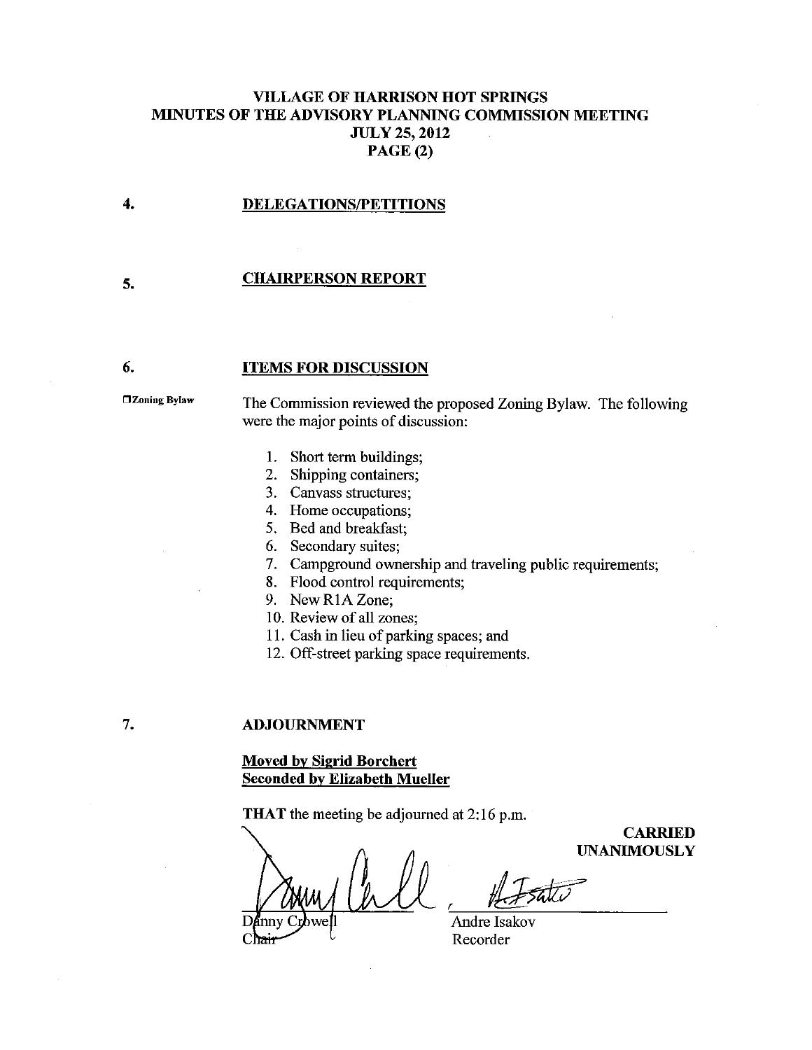# VILLAGE OF HARRISON HOT SPRINGS
## MINUTES OF THE ADVISORY PLANNING COMMISSION MEETING
## JULY 25, 2012
## PAGE (2)

4. **DELEGATIONS/PETITIONS**

5. **CHAIRPERSON REPORT**

6. **ITEMS FOR DISCUSSION**

❑Zoning Bylaw

The Commission reviewed the proposed Zoning Bylaw. The following were the major points of discussion:

1. Short term buildings;
2. Shipping containers;
3. Canvass structures;
4. Home occupations;
5. Bed and breakfast;
6. Secondary suites;
7. Campground ownership and traveling public requirements;
8. Flood control requirements;
9. New R1A Zone;
10. Review of all zones;
11. Cash in lieu of parking spaces; and
12. Off-street parking space requirements.

7. **ADJOURNMENT**

**Moved by Sigrid Borchert**
**Seconded by Elizabeth Mueller**

**THAT** the meeting be adjourned at 2:16 p.m.

**CARRIED UNANIMOUSLY**

Danny Crowell
Chair

Andre Isakov
Recorder